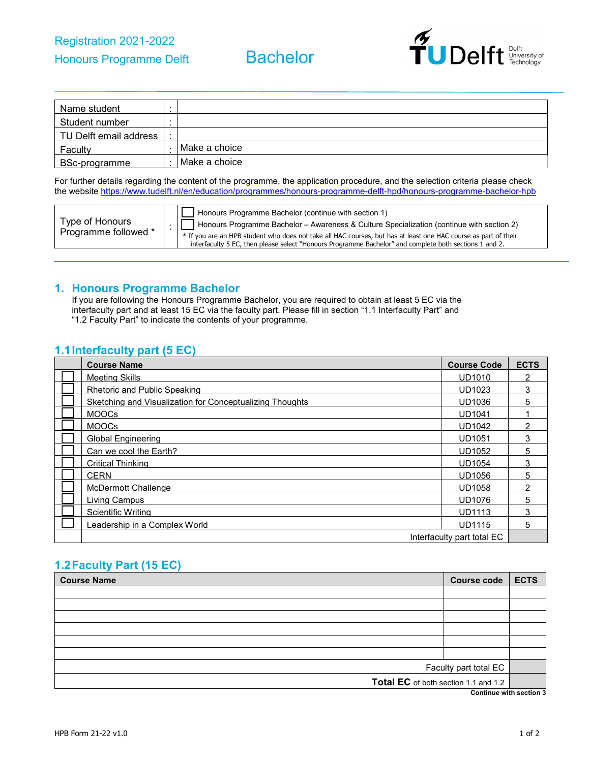Registration 2021-2022

Honours Programme Delft

# Bachelor

| Name student | : | |
|---|---|---|
| Student number | : | |
| TU Delft email address | : | |
| Faculty | : | Make a choice |
| BSc-programme | : | Make a choice |

For further details regarding the content of the programme, the application procedure, and the selection criteria please check the website https://www.tudelft.nl/en/education/programmes/honours-programme-delft-hpd/honours-programme-bachelor-hpb

| Type of Honours Programme followed * | : | ☐ Honours Programme Bachelor (continue with section 1)<br>☐ Honours Programme Bachelor – Awareness & Culture Specialization (continue with section 2)<br>* If you are an HPB student who does not take all HAC courses, but has at least one HAC course as part of their interfaculty 5 EC, then please select "Honours Programme Bachelor" and complete both sections 1 and 2. |
|---|---|---|

## 1. Honours Programme Bachelor

If you are following the Honours Programme Bachelor, you are required to obtain at least 5 EC via the interfaculty part and at least 15 EC via the faculty part. Please fill in section "1.1 Interfaculty Part" and "1.2 Faculty Part" to indicate the contents of your programme.

### 1.1 Interfaculty part (5 EC)

| | Course Name | Course Code | ECTS |
|---|---|---|---|
| ☐ | Meeting Skills | UD1010 | 2 |
| ☐ | Rhetoric and Public Speaking | UD1023 | 3 |
| ☐ | Sketching and Visualization for Conceptualizing Thoughts | UD1036 | 5 |
| ☐ | MOOCs | UD1041 | 1 |
| ☐ | MOOCs | UD1042 | 2 |
| ☐ | Global Engineering | UD1051 | 3 |
| ☐ | Can we cool the Earth? | UD1052 | 5 |
| ☐ | Critical Thinking | UD1054 | 3 |
| ☐ | CERN | UD1056 | 5 |
| ☐ | McDermott Challenge | UD1058 | 2 |
| ☐ | Living Campus | UD1076 | 5 |
| ☐ | Scientific Writing | UD1113 | 3 |
| ☐ | Leadership in a Complex World | UD1115 | 5 |
| | | Interfaculty part total EC | |

### 1.2 Faculty Part (15 EC)

| Course Name | Course code | ECTS |
|---|---|---|
| | | |
| | | |
| | | |
| | | |
| | | |
| | | |
| | Faculty part total EC | |
| | **Total EC** of both section 1.1 and 1.2 | |

**Continue with section 3**

HPB Form 21-22 v1.0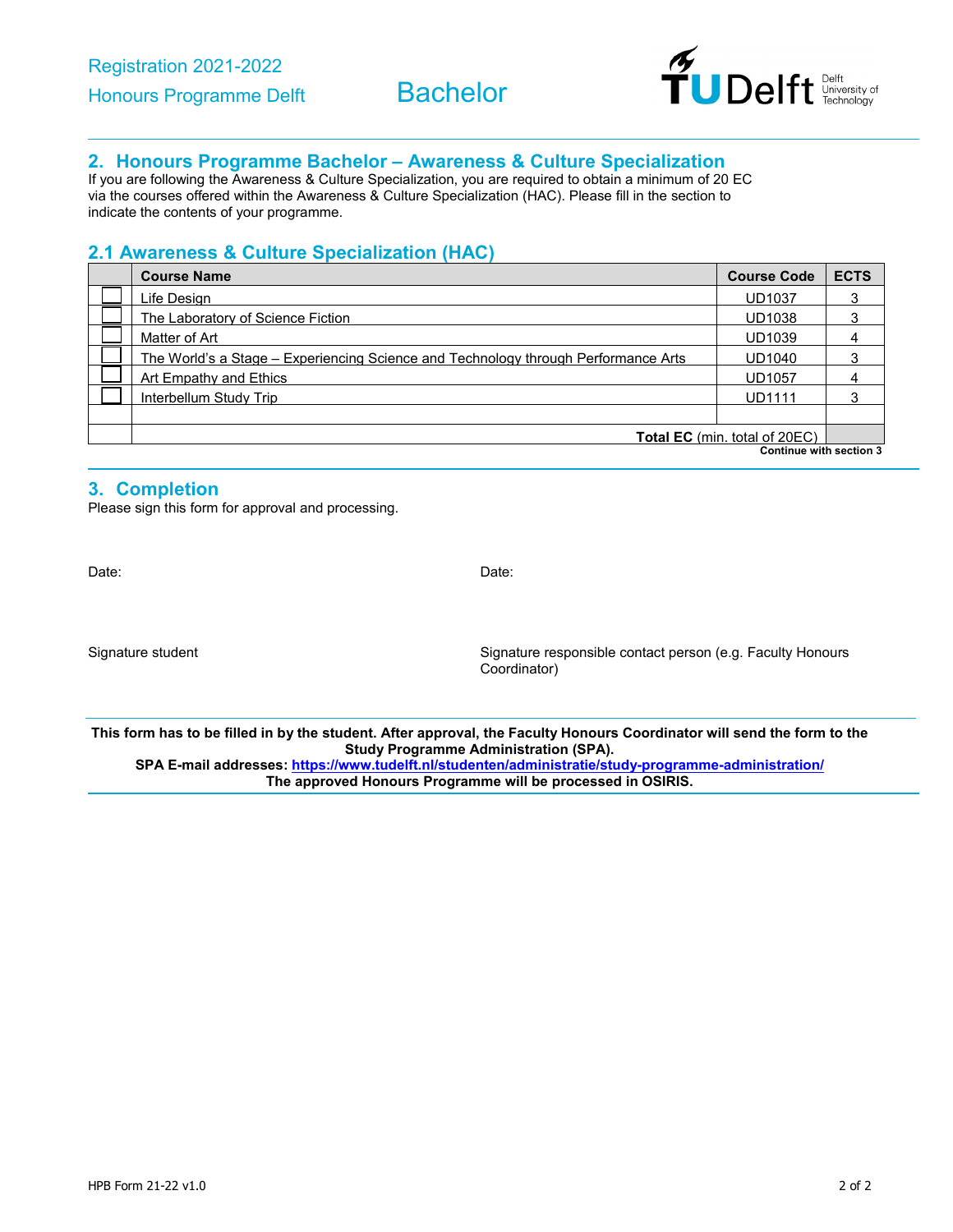Registration 2021-2022

Honours Programme Delft

Bachelor

## 2. Honours Programme Bachelor – Awareness & Culture Specialization

If you are following the Awareness & Culture Specialization, you are required to obtain a minimum of 20 EC via the courses offered within the Awareness & Culture Specialization (HAC). Please fill in the section to indicate the contents of your programme.

### 2.1 Awareness & Culture Specialization (HAC)

| | Course Name | Course Code | ECTS |
|---|---|---|---|
| ☐ | Life Design | UD1037 | 3 |
| ☐ | The Laboratory of Science Fiction | UD1038 | 3 |
| ☐ | Matter of Art | UD1039 | 4 |
| ☐ | The World's a Stage – Experiencing Science and Technology through Performance Arts | UD1040 | 3 |
| ☐ | Art Empathy and Ethics | UD1057 | 4 |
| ☐ | Interbellum Study Trip | UD1111 | 3 |
| | | | |
| | **Total EC** (min. total of 20EC) | | |

**Continue with section 3**

## 3. Completion

Please sign this form for approval and processing.

Date:

Date:

Signature student

Signature responsible contact person (e.g. Faculty Honours Coordinator)

**This form has to be filled in by the student. After approval, the Faculty Honours Coordinator will send the form to the Study Programme Administration (SPA).**

**SPA E-mail addresses: https://www.tudelft.nl/studenten/administratie/study-programme-administration/**

**The approved Honours Programme will be processed in OSIRIS.**

HPB Form 21-22 v1.0